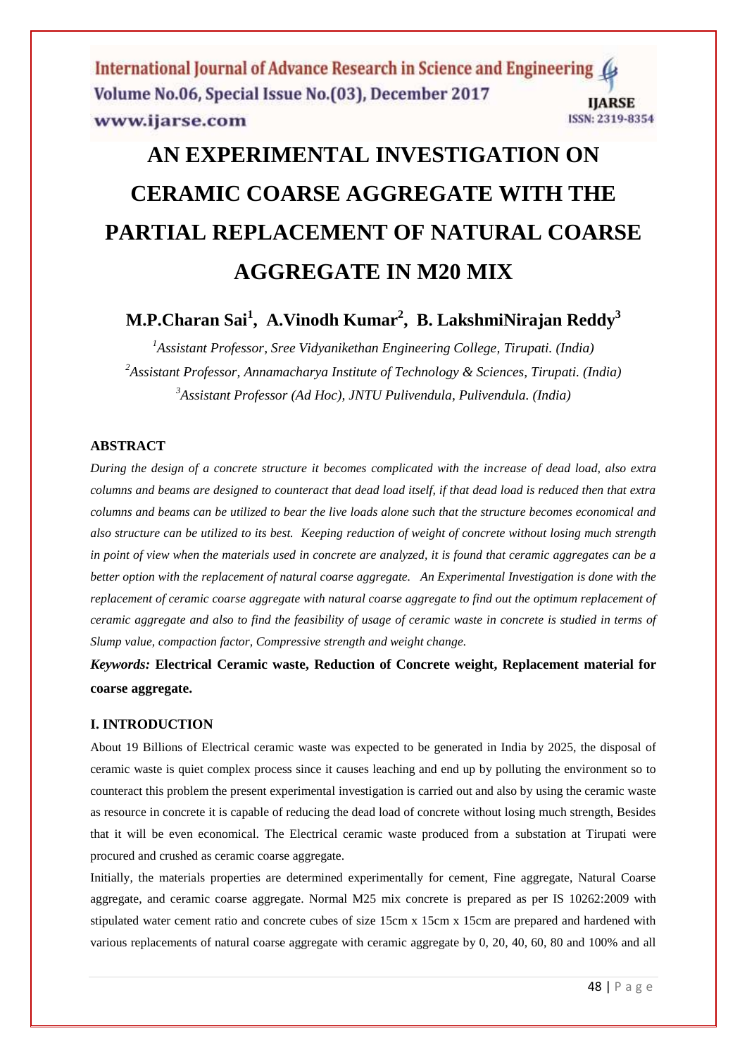# AN EXPERIMENTAL INVESTIGATION ON CERAMIC COARSE AGGREGATE WITH THE PARTIAL REPLACEMENT OF NATURAL COARSE AGGREGATE IN M20 MIX

**M.P.Charan Sai[1], A.Vinodh Kumar[2], B. LakshmiNirajan Reddy[3]**

[1]*Assistant Professor, Sree Vidyanikethan Engineering College, Tirupati. (India)*

[2]*Assistant Professor, Annamacharya Institute of Technology & Sciences, Tirupati. (India)*

[3]*Assistant Professor (Ad Hoc), JNTU Pulivendula, Pulivendula. (India)*

## ABSTRACT

*During the design of a concrete structure it becomes complicated with the increase of dead load, also extra columns and beams are designed to counteract that dead load itself, if that dead load is reduced then that extra columns and beams can be utilized to bear the live loads alone such that the structure becomes economical and also structure can be utilized to its best. Keeping reduction of weight of concrete without losing much strength in point of view when the materials used in concrete are analyzed, it is found that ceramic aggregates can be a better option with the replacement of natural coarse aggregate. An Experimental Investigation is done with the replacement of ceramic coarse aggregate with natural coarse aggregate to find out the optimum replacement of ceramic aggregate and also to find the feasibility of usage of ceramic waste in concrete is studied in terms of Slump value, compaction factor, Compressive strength and weight change.*

***Keywords:*** **Electrical Ceramic waste, Reduction of Concrete weight, Replacement material for coarse aggregate.**

## I. INTRODUCTION

About 19 Billions of Electrical ceramic waste was expected to be generated in India by 2025, the disposal of ceramic waste is quiet complex process since it causes leaching and end up by polluting the environment so to counteract this problem the present experimental investigation is carried out and also by using the ceramic waste as resource in concrete it is capable of reducing the dead load of concrete without losing much strength, Besides that it will be even economical. The Electrical ceramic waste produced from a substation at Tirupati were procured and crushed as ceramic coarse aggregate.

Initially, the materials properties are determined experimentally for cement, Fine aggregate, Natural Coarse aggregate, and ceramic coarse aggregate. Normal M25 mix concrete is prepared as per IS 10262:2009 with stipulated water cement ratio and concrete cubes of size 15cm x 15cm x 15cm are prepared and hardened with various replacements of natural coarse aggregate with ceramic aggregate by 0, 20, 40, 60, 80 and 100% and all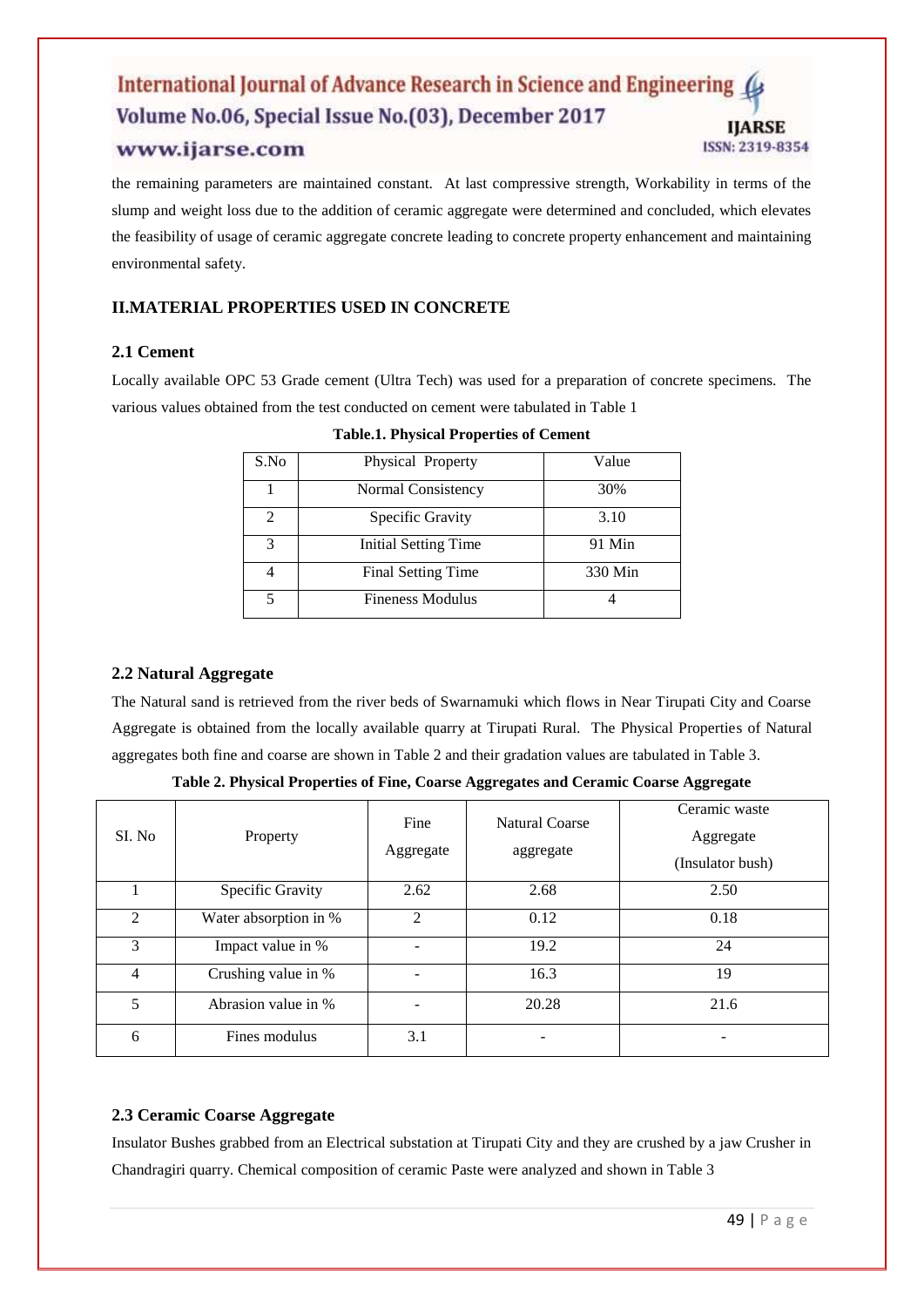the remaining parameters are maintained constant. At last compressive strength, Workability in terms of the slump and weight loss due to the addition of ceramic aggregate were determined and concluded, which elevates the feasibility of usage of ceramic aggregate concrete leading to concrete property enhancement and maintaining environmental safety.

## II.MATERIAL PROPERTIES USED IN CONCRETE

### 2.1 Cement

Locally available OPC 53 Grade cement (Ultra Tech) was used for a preparation of concrete specimens. The various values obtained from the test conducted on cement were tabulated in Table 1

**Table.1. Physical Properties of Cement**

| S.No | Physical Property | Value |
|---|---|---|
| 1 | Normal Consistency | 30% |
| 2 | Specific Gravity | 3.10 |
| 3 | Initial Setting Time | 91 Min |
| 4 | Final Setting Time | 330 Min |
| 5 | Fineness Modulus | 4 |

### 2.2 Natural Aggregate

The Natural sand is retrieved from the river beds of Swarnamuki which flows in Near Tirupati City and Coarse Aggregate is obtained from the locally available quarry at Tirupati Rural. The Physical Properties of Natural aggregates both fine and coarse are shown in Table 2 and their gradation values are tabulated in Table 3.

**Table 2. Physical Properties of Fine, Coarse Aggregates and Ceramic Coarse Aggregate**

| SI. No | Property | Fine Aggregate | Natural Coarse aggregate | Ceramic waste Aggregate (Insulator bush) |
|---|---|---|---|---|
| 1 | Specific Gravity | 2.62 | 2.68 | 2.50 |
| 2 | Water absorption in % | 2 | 0.12 | 0.18 |
| 3 | Impact value in % | - | 19.2 | 24 |
| 4 | Crushing value in % | - | 16.3 | 19 |
| 5 | Abrasion value in % | - | 20.28 | 21.6 |
| 6 | Fines modulus | 3.1 | - | - |

### 2.3 Ceramic Coarse Aggregate

Insulator Bushes grabbed from an Electrical substation at Tirupati City and they are crushed by a jaw Crusher in Chandragiri quarry. Chemical composition of ceramic Paste were analyzed and shown in Table 3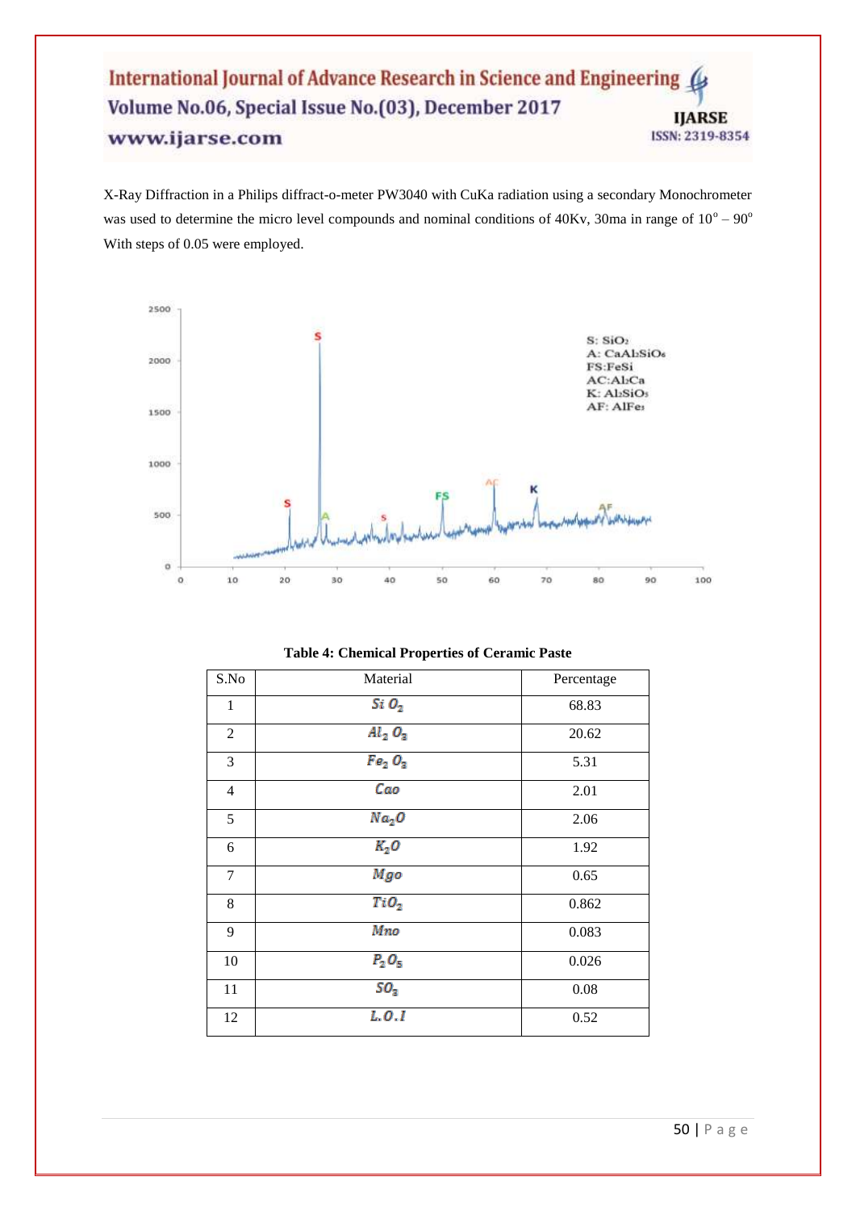X-Ray Diffraction in a Philips diffract-o-meter PW3040 with CuKa radiation using a secondary Monochrometer was used to determine the micro level compounds and nominal conditions of 40Kv, 30ma in range of $10^o$ – $90^o$ With steps of 0.05 were employed.

**Table 4: Chemical Properties of Ceramic Paste**

| S.No | Material | Percentage |
|---|---|---|
| 1 | $Si\ O_2$ | 68.83 |
| 2 | $Al_2\ O_3$ | 20.62 |
| 3 | $Fe_2\ O_3$ | 5.31 |
| 4 | $Cao$ | 2.01 |
| 5 | $Na_2O$ | 2.06 |
| 6 | $K_2O$ | 1.92 |
| 7 | $Mgo$ | 0.65 |
| 8 | $TiO_2$ | 0.862 |
| 9 | $Mno$ | 0.083 |
| 10 | $P_2O_5$ | 0.026 |
| 11 | $SO_3$ | 0.08 |
| 12 | $L.O.I$ | 0.52 |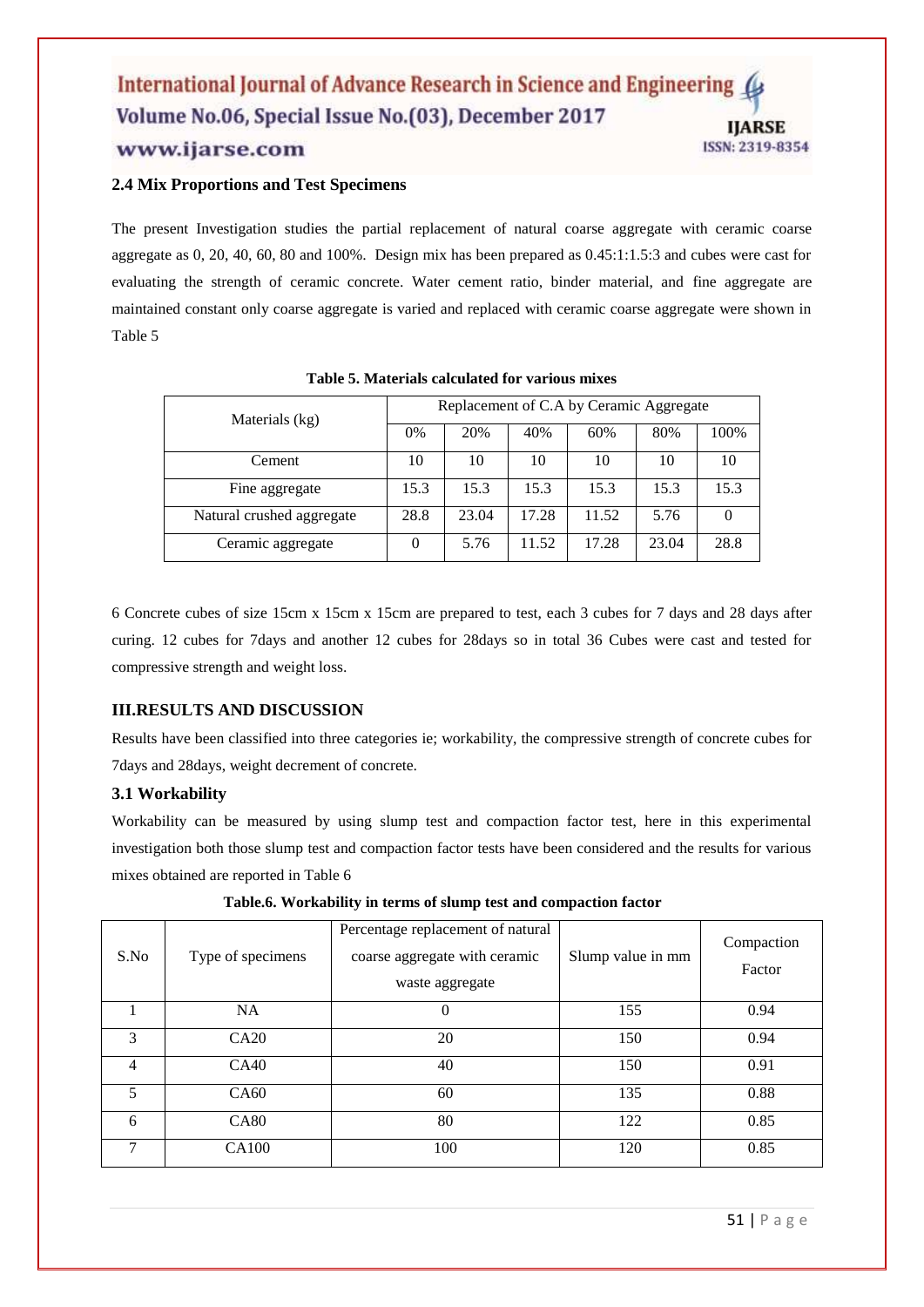### 2.4 Mix Proportions and Test Specimens

The present Investigation studies the partial replacement of natural coarse aggregate with ceramic coarse aggregate as 0, 20, 40, 60, 80 and 100%. Design mix has been prepared as 0.45:1:1.5:3 and cubes were cast for evaluating the strength of ceramic concrete. Water cement ratio, binder material, and fine aggregate are maintained constant only coarse aggregate is varied and replaced with ceramic coarse aggregate were shown in Table 5

**Table 5. Materials calculated for various mixes**

| Materials (kg) | Replacement of C.A by Ceramic Aggregate | | | | | |
|---|---|---|---|---|---|---|
| | 0% | 20% | 40% | 60% | 80% | 100% |
| Cement | 10 | 10 | 10 | 10 | 10 | 10 |
| Fine aggregate | 15.3 | 15.3 | 15.3 | 15.3 | 15.3 | 15.3 |
| Natural crushed aggregate | 28.8 | 23.04 | 17.28 | 11.52 | 5.76 | 0 |
| Ceramic aggregate | 0 | 5.76 | 11.52 | 17.28 | 23.04 | 28.8 |

6 Concrete cubes of size 15cm x 15cm x 15cm are prepared to test, each 3 cubes for 7 days and 28 days after curing. 12 cubes for 7days and another 12 cubes for 28days so in total 36 Cubes were cast and tested for compressive strength and weight loss.

## III.RESULTS AND DISCUSSION

Results have been classified into three categories ie; workability, the compressive strength of concrete cubes for 7days and 28days, weight decrement of concrete.

### 3.1 Workability

Workability can be measured by using slump test and compaction factor test, here in this experimental investigation both those slump test and compaction factor tests have been considered and the results for various mixes obtained are reported in Table 6

**Table.6. Workability in terms of slump test and compaction factor**

| S.No | Type of specimens | Percentage replacement of natural coarse aggregate with ceramic waste aggregate | Slump value in mm | Compaction Factor |
|---|---|---|---|---|
| 1 | NA | 0 | 155 | 0.94 |
| 3 | CA20 | 20 | 150 | 0.94 |
| 4 | CA40 | 40 | 150 | 0.91 |
| 5 | CA60 | 60 | 135 | 0.88 |
| 6 | CA80 | 80 | 122 | 0.85 |
| 7 | CA100 | 100 | 120 | 0.85 |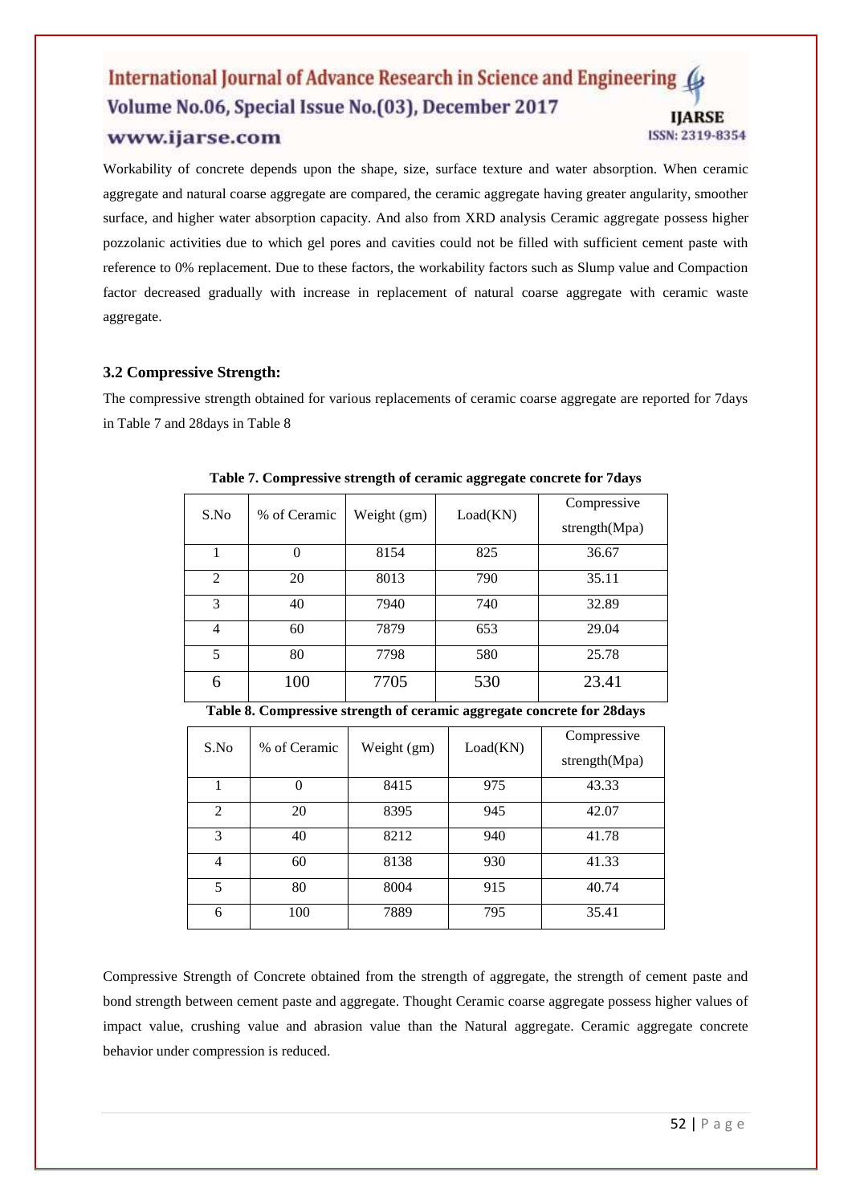Workability of concrete depends upon the shape, size, surface texture and water absorption. When ceramic aggregate and natural coarse aggregate are compared, the ceramic aggregate having greater angularity, smoother surface, and higher water absorption capacity. And also from XRD analysis Ceramic aggregate possess higher pozzolanic activities due to which gel pores and cavities could not be filled with sufficient cement paste with reference to 0% replacement. Due to these factors, the workability factors such as Slump value and Compaction factor decreased gradually with increase in replacement of natural coarse aggregate with ceramic waste aggregate.

### 3.2 Compressive Strength:

The compressive strength obtained for various replacements of ceramic coarse aggregate are reported for 7days in Table 7 and 28days in Table 8

**Table 7. Compressive strength of ceramic aggregate concrete for 7days**

| S.No | % of Ceramic | Weight (gm) | Load(KN) | Compressive strength(Mpa) |
|---|---|---|---|---|
| 1 | 0 | 8154 | 825 | 36.67 |
| 2 | 20 | 8013 | 790 | 35.11 |
| 3 | 40 | 7940 | 740 | 32.89 |
| 4 | 60 | 7879 | 653 | 29.04 |
| 5 | 80 | 7798 | 580 | 25.78 |
| 6 | 100 | 7705 | 530 | 23.41 |

**Table 8. Compressive strength of ceramic aggregate concrete for 28days**

| S.No | % of Ceramic | Weight (gm) | Load(KN) | Compressive strength(Mpa) |
|---|---|---|---|---|
| 1 | 0 | 8415 | 975 | 43.33 |
| 2 | 20 | 8395 | 945 | 42.07 |
| 3 | 40 | 8212 | 940 | 41.78 |
| 4 | 60 | 8138 | 930 | 41.33 |
| 5 | 80 | 8004 | 915 | 40.74 |
| 6 | 100 | 7889 | 795 | 35.41 |

Compressive Strength of Concrete obtained from the strength of aggregate, the strength of cement paste and bond strength between cement paste and aggregate. Thought Ceramic coarse aggregate possess higher values of impact value, crushing value and abrasion value than the Natural aggregate. Ceramic aggregate concrete behavior under compression is reduced.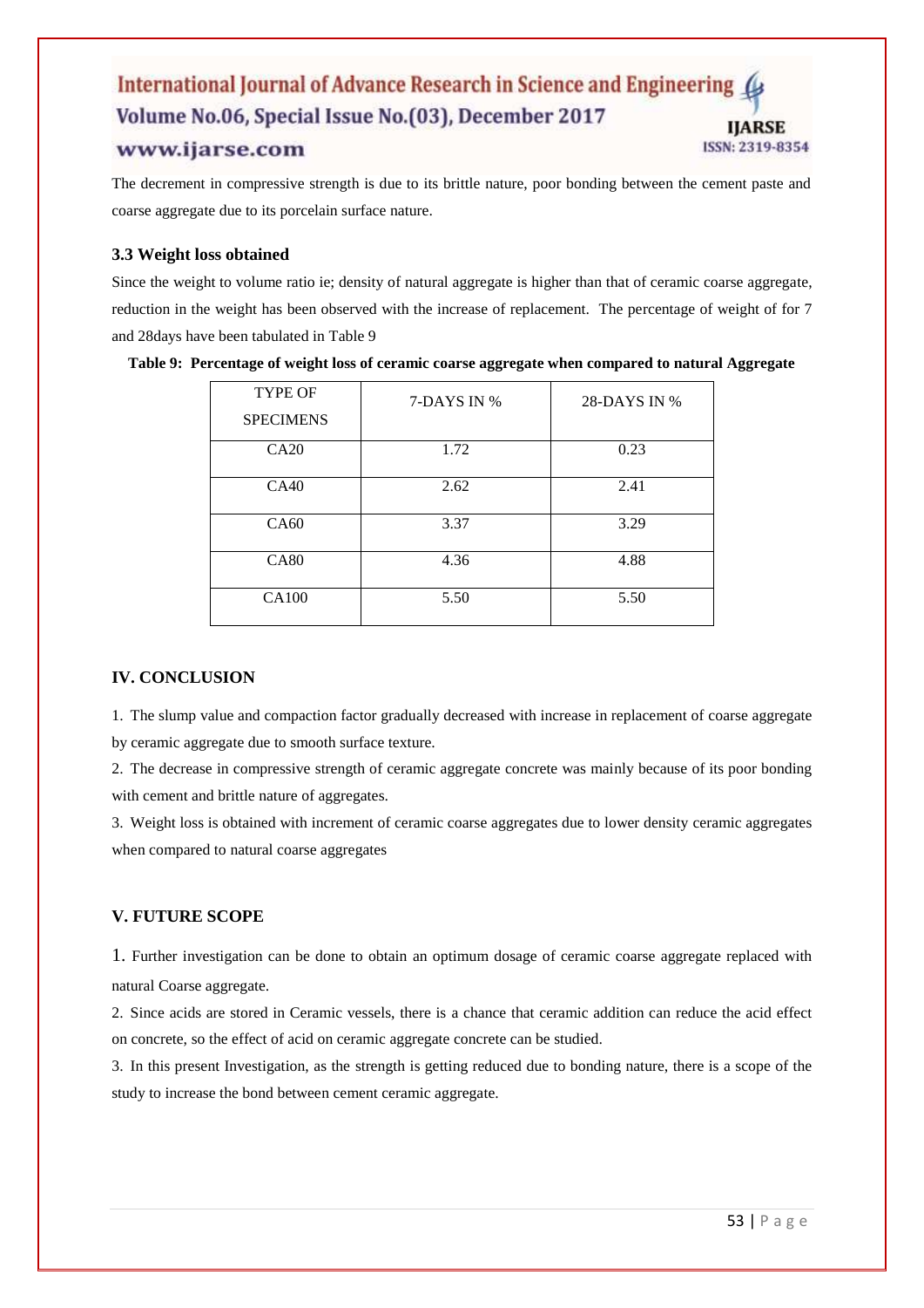The decrement in compressive strength is due to its brittle nature, poor bonding between the cement paste and coarse aggregate due to its porcelain surface nature.

### 3.3 Weight loss obtained

Since the weight to volume ratio ie; density of natural aggregate is higher than that of ceramic coarse aggregate, reduction in the weight has been observed with the increase of replacement. The percentage of weight of for 7 and 28days have been tabulated in Table 9

**Table 9: Percentage of weight loss of ceramic coarse aggregate when compared to natural Aggregate**

| TYPE OF SPECIMENS | 7-DAYS IN % | 28-DAYS IN % |
|---|---|---|
| CA20 | 1.72 | 0.23 |
| CA40 | 2.62 | 2.41 |
| CA60 | 3.37 | 3.29 |
| CA80 | 4.36 | 4.88 |
| CA100 | 5.50 | 5.50 |

## IV. CONCLUSION

1. The slump value and compaction factor gradually decreased with increase in replacement of coarse aggregate by ceramic aggregate due to smooth surface texture.
2. The decrease in compressive strength of ceramic aggregate concrete was mainly because of its poor bonding with cement and brittle nature of aggregates.
3. Weight loss is obtained with increment of ceramic coarse aggregates due to lower density ceramic aggregates when compared to natural coarse aggregates

## V. FUTURE SCOPE

1. Further investigation can be done to obtain an optimum dosage of ceramic coarse aggregate replaced with natural Coarse aggregate.
2. Since acids are stored in Ceramic vessels, there is a chance that ceramic addition can reduce the acid effect on concrete, so the effect of acid on ceramic aggregate concrete can be studied.
3. In this present Investigation, as the strength is getting reduced due to bonding nature, there is a scope of the study to increase the bond between cement ceramic aggregate.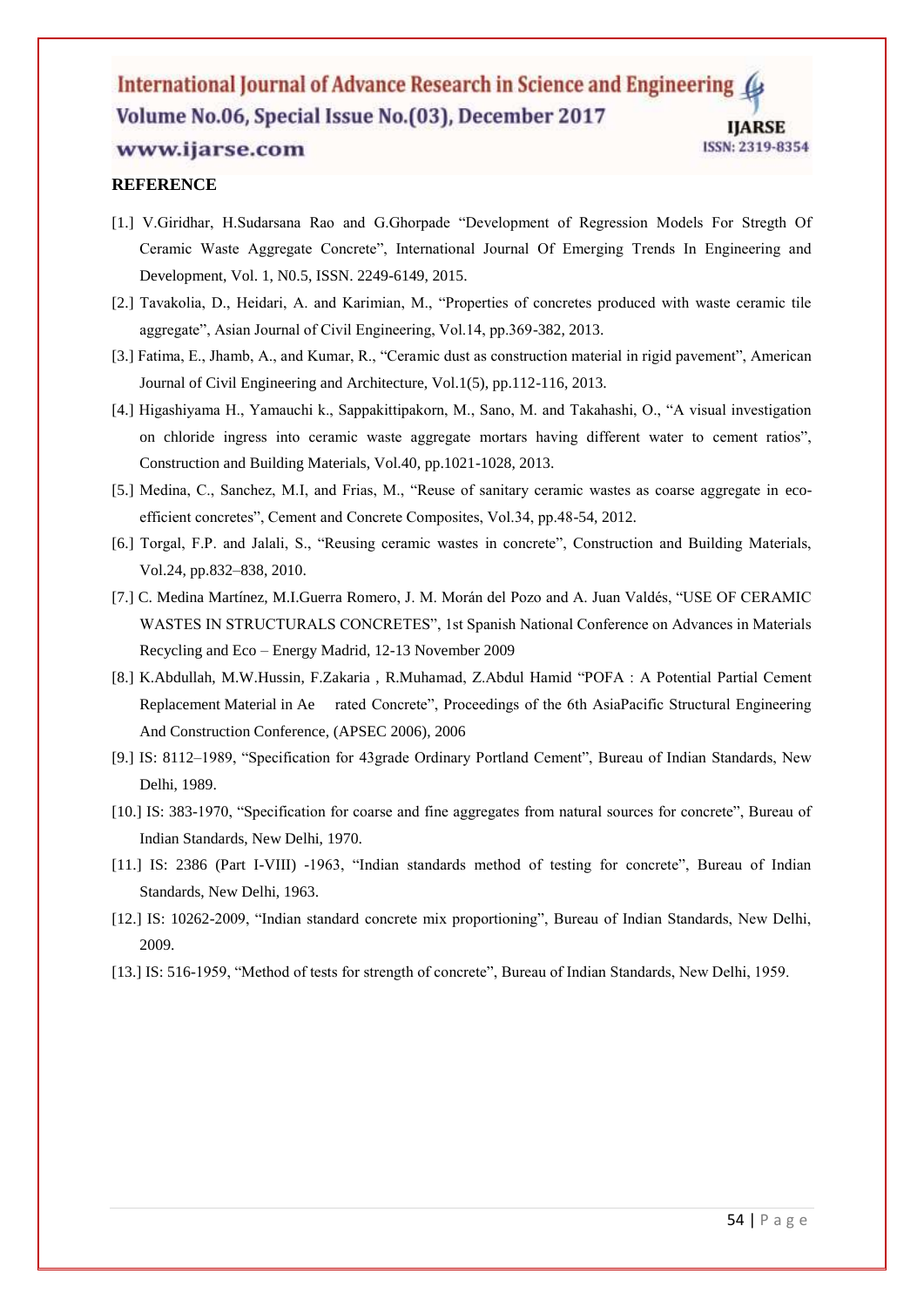**REFERENCE**

[1.] V.Giridhar, H.Sudarsana Rao and G.Ghorpade "Development of Regression Models For Stregth Of Ceramic Waste Aggregate Concrete", International Journal Of Emerging Trends In Engineering and Development, Vol. 1, N0.5, ISSN. 2249-6149, 2015.

[2.] Tavakolia, D., Heidari, A. and Karimian, M., "Properties of concretes produced with waste ceramic tile aggregate", Asian Journal of Civil Engineering, Vol.14, pp.369-382, 2013.

[3.] Fatima, E., Jhamb, A., and Kumar, R., "Ceramic dust as construction material in rigid pavement", American Journal of Civil Engineering and Architecture, Vol.1(5), pp.112-116, 2013.

[4.] Higashiyama H., Yamauchi k., Sappakittipakorn, M., Sano, M. and Takahashi, O., "A visual investigation on chloride ingress into ceramic waste aggregate mortars having different water to cement ratios", Construction and Building Materials, Vol.40, pp.1021-1028, 2013.

[5.] Medina, C., Sanchez, M.I, and Frias, M., "Reuse of sanitary ceramic wastes as coarse aggregate in eco-efficient concretes", Cement and Concrete Composites, Vol.34, pp.48-54, 2012.

[6.] Torgal, F.P. and Jalali, S., "Reusing ceramic wastes in concrete", Construction and Building Materials, Vol.24, pp.832–838, 2010.

[7.] C. Medina Martínez, M.I.Guerra Romero, J. M. Morán del Pozo and A. Juan Valdés, "USE OF CERAMIC WASTES IN STRUCTURALS CONCRETES", 1st Spanish National Conference on Advances in Materials Recycling and Eco – Energy Madrid, 12-13 November 2009

[8.] K.Abdullah, M.W.Hussin, F.Zakaria , R.Muhamad, Z.Abdul Hamid "POFA : A Potential Partial Cement Replacement Material in Ae rated Concrete", Proceedings of the 6th AsiaPacific Structural Engineering And Construction Conference, (APSEC 2006), 2006

[9.] IS: 8112–1989, "Specification for 43grade Ordinary Portland Cement", Bureau of Indian Standards, New Delhi, 1989.

[10.] IS: 383-1970, "Specification for coarse and fine aggregates from natural sources for concrete", Bureau of Indian Standards, New Delhi, 1970.

[11.] IS: 2386 (Part I-VIII) -1963, "Indian standards method of testing for concrete", Bureau of Indian Standards, New Delhi, 1963.

[12.] IS: 10262-2009, "Indian standard concrete mix proportioning", Bureau of Indian Standards, New Delhi, 2009.

[13.] IS: 516-1959, "Method of tests for strength of concrete", Bureau of Indian Standards, New Delhi, 1959.